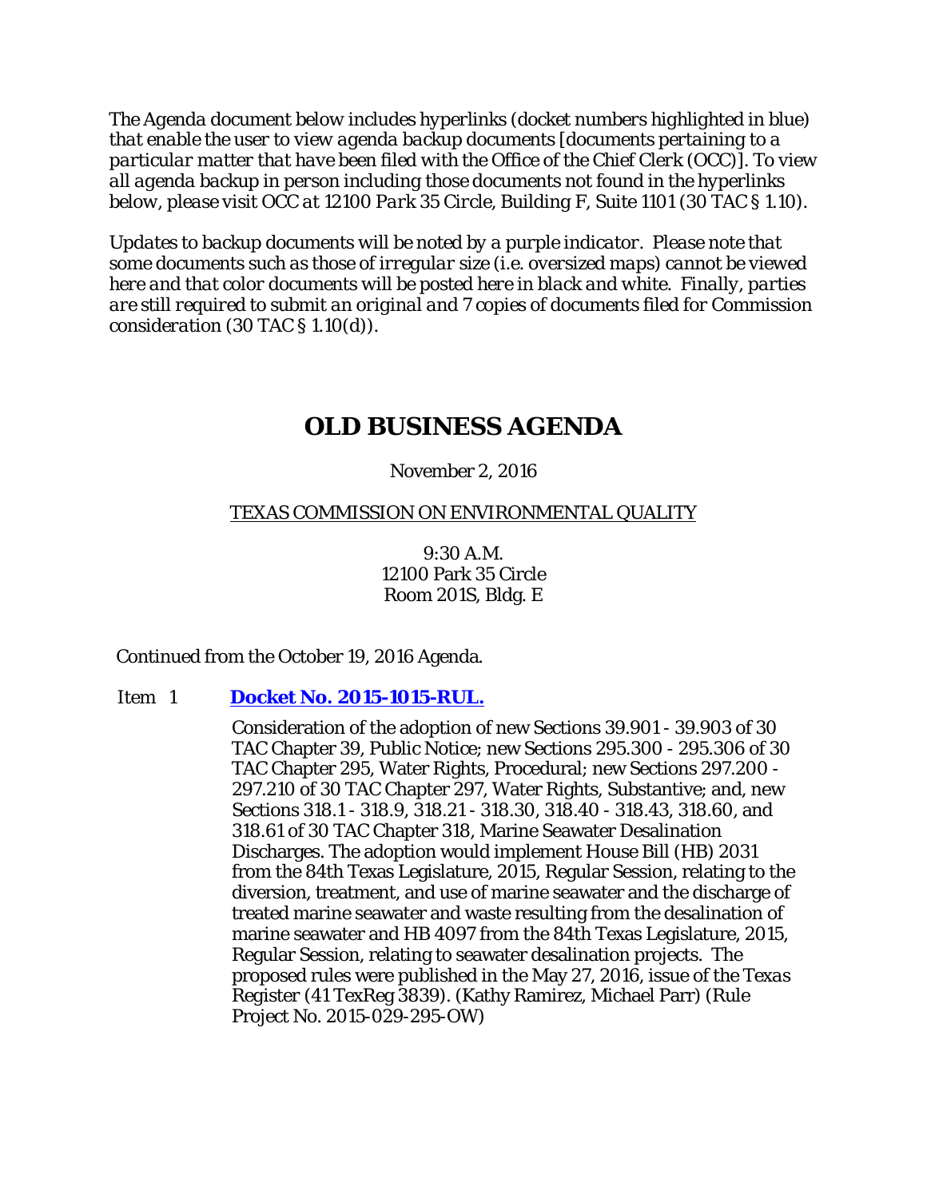*The Agenda document below includes hyperlinks (docket numbers highlighted in blue) that enable the user to view agenda backup documents [documents pertaining to a particular matter that have been filed with the Office of the Chief Clerk (OCC)]. To view all agenda backup in person including those documents not found in the hyperlinks below, please visit OCC at 12100 Park 35 Circle, Building F, Suite 1101 (30 TAC § 1.10).*

*Updates to backup documents will be noted by a purple indicator. Please note that some documents such as those of irregular size (i.e. oversized maps) cannot be viewed here and that color documents will be posted here in black and white. Finally, parties are still required to submit an original and 7 copies of documents filed for Commission consideration (30 TAC § 1.10(d)).*

# OLD BUSINESS AGENDA

November 2, 2016

TEXAS COMMISSION ON ENVIRONMENTAL QUALITY

9:30 A.M.
12100 Park 35 Circle
Room 201S, Bldg. E

Continued from the October 19, 2016 Agenda.

Item 1 **Docket No. 2015-1015-RUL.**

Consideration of the adoption of new Sections 39.901 - 39.903 of 30 TAC Chapter 39, Public Notice; new Sections 295.300 - 295.306 of 30 TAC Chapter 295, Water Rights, Procedural; new Sections 297.200 - 297.210 of 30 TAC Chapter 297, Water Rights, Substantive; and, new Sections 318.1 - 318.9, 318.21 - 318.30, 318.40 - 318.43, 318.60, and 318.61 of 30 TAC Chapter 318, Marine Seawater Desalination Discharges. The adoption would implement House Bill (HB) 2031 from the 84th Texas Legislature, 2015, Regular Session, relating to the diversion, treatment, and use of marine seawater and the discharge of treated marine seawater and waste resulting from the desalination of marine seawater and HB 4097 from the 84th Texas Legislature, 2015, Regular Session, relating to seawater desalination projects. The proposed rules were published in the May 27, 2016, issue of the *Texas Register* (41 TexReg 3839). (Kathy Ramirez, Michael Parr) (Rule Project No. 2015-029-295-OW)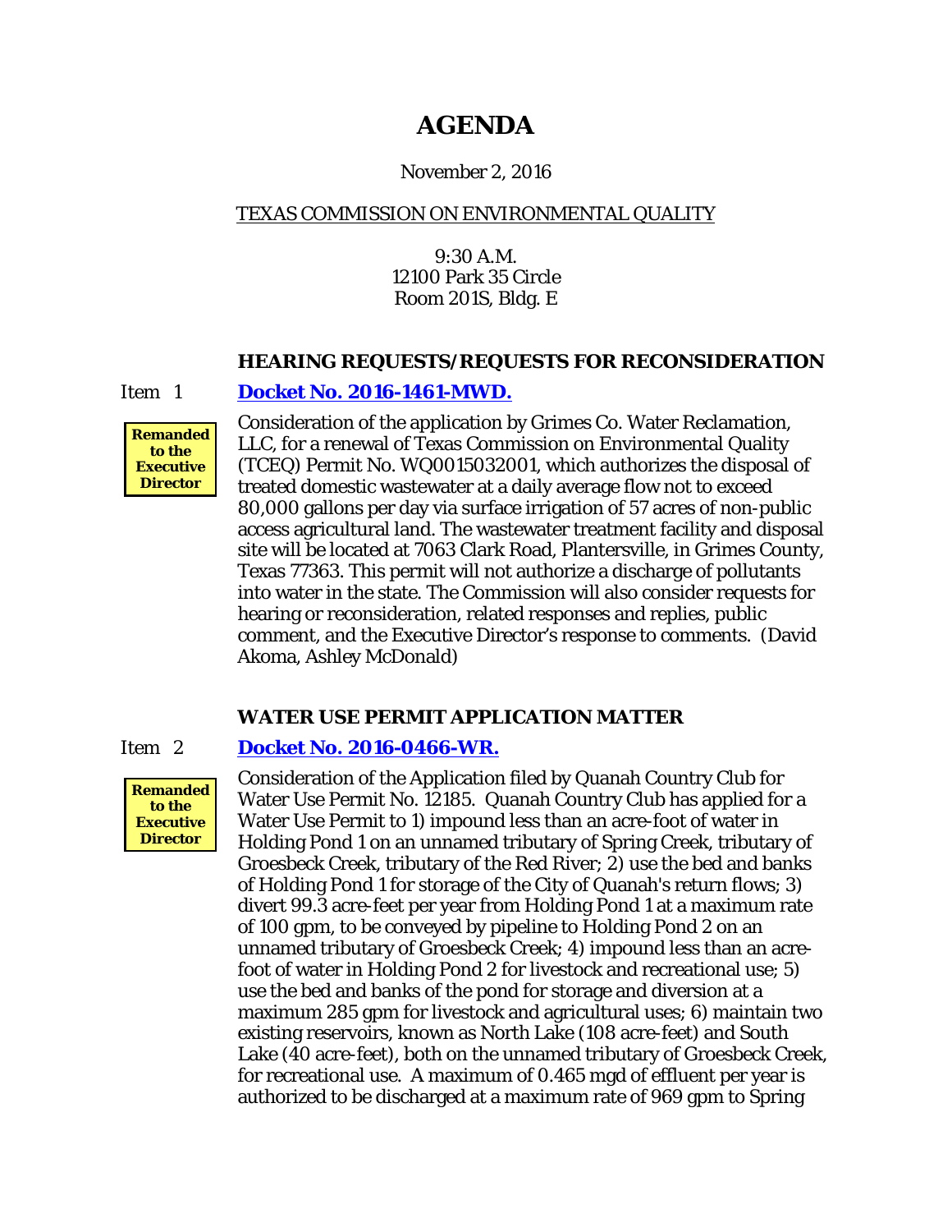# AGENDA

November 2, 2016

TEXAS COMMISSION ON ENVIRONMENTAL QUALITY

9:30 A.M.
12100 Park 35 Circle
Room 201S, Bldg. E

### HEARING REQUESTS/REQUESTS FOR RECONSIDERATION

Item 1 **[Docket No. 2016-1461-MWD.]()**

**Remanded to the Executive Director**

Consideration of the application by Grimes Co. Water Reclamation, LLC, for a renewal of Texas Commission on Environmental Quality (TCEQ) Permit No. WQ0015032001, which authorizes the disposal of treated domestic wastewater at a daily average flow not to exceed 80,000 gallons per day via surface irrigation of 57 acres of non-public access agricultural land. The wastewater treatment facility and disposal site will be located at 7063 Clark Road, Plantersville, in Grimes County, Texas 77363. This permit will not authorize a discharge of pollutants into water in the state. The Commission will also consider requests for hearing or reconsideration, related responses and replies, public comment, and the Executive Director's response to comments. (David Akoma, Ashley McDonald)

### WATER USE PERMIT APPLICATION MATTER

Item 2 **[Docket No. 2016-0466-WR.]()**

**Remanded to the Executive Director**

Consideration of the Application filed by Quanah Country Club for Water Use Permit No. 12185. Quanah Country Club has applied for a Water Use Permit to 1) impound less than an acre-foot of water in Holding Pond 1 on an unnamed tributary of Spring Creek, tributary of Groesbeck Creek, tributary of the Red River; 2) use the bed and banks of Holding Pond 1 for storage of the City of Quanah's return flows; 3) divert 99.3 acre-feet per year from Holding Pond 1 at a maximum rate of 100 gpm, to be conveyed by pipeline to Holding Pond 2 on an unnamed tributary of Groesbeck Creek; 4) impound less than an acre-foot of water in Holding Pond 2 for livestock and recreational use; 5) use the bed and banks of the pond for storage and diversion at a maximum 285 gpm for livestock and agricultural uses; 6) maintain two existing reservoirs, known as North Lake (108 acre-feet) and South Lake (40 acre-feet), both on the unnamed tributary of Groesbeck Creek, for recreational use. A maximum of 0.465 mgd of effluent per year is authorized to be discharged at a maximum rate of 969 gpm to Spring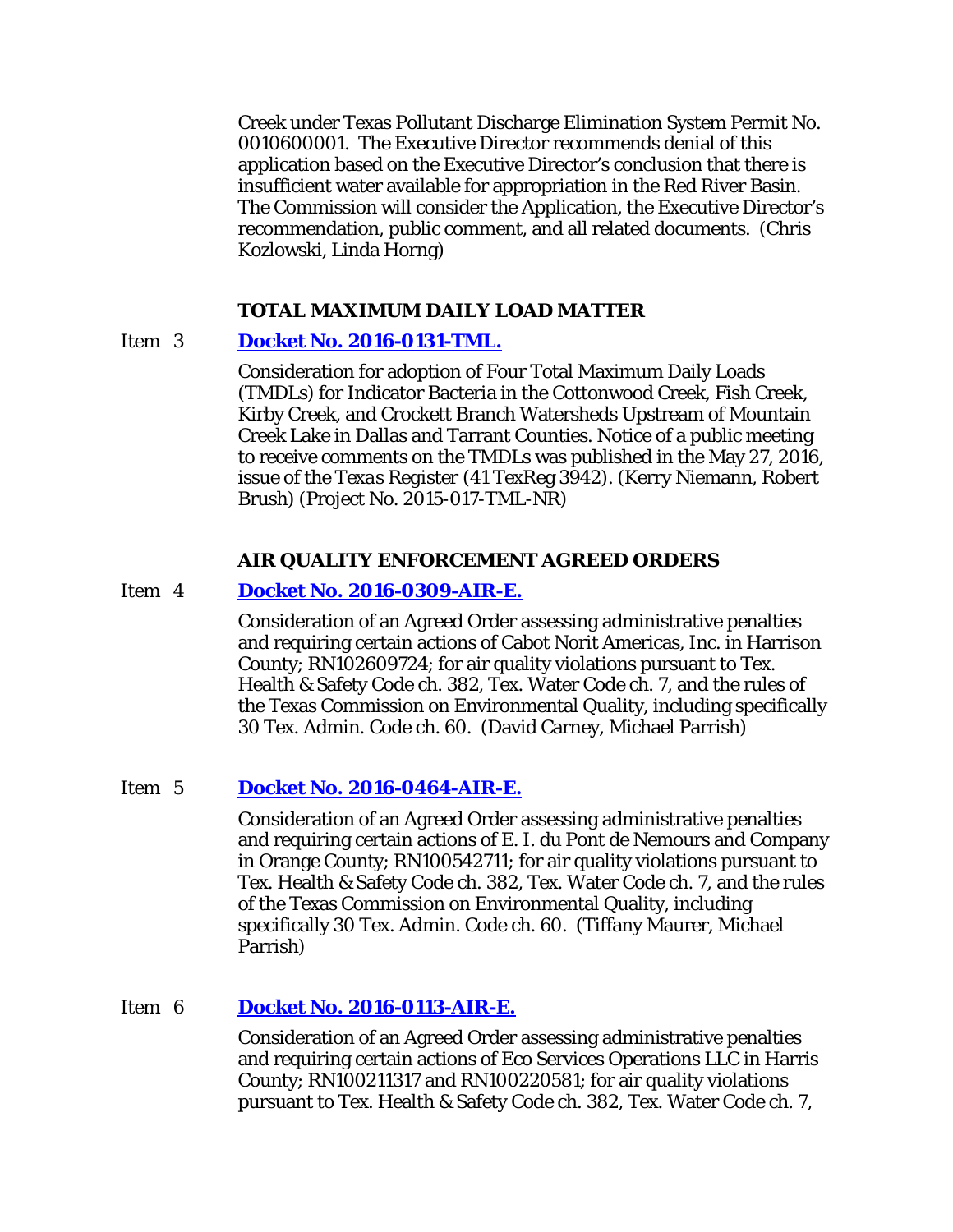Creek under Texas Pollutant Discharge Elimination System Permit No. 0010600001. The Executive Director recommends denial of this application based on the Executive Director's conclusion that there is insufficient water available for appropriation in the Red River Basin. The Commission will consider the Application, the Executive Director's recommendation, public comment, and all related documents. (Chris Kozlowski, Linda Horng)

### TOTAL MAXIMUM DAILY LOAD MATTER

Item 3 **Docket No. 2016-0131-TML.**

Consideration for adoption of Four Total Maximum Daily Loads (TMDLs) for Indicator Bacteria in the Cottonwood Creek, Fish Creek, Kirby Creek, and Crockett Branch Watersheds Upstream of Mountain Creek Lake in Dallas and Tarrant Counties. Notice of a public meeting to receive comments on the TMDLs was published in the May 27, 2016, issue of the *Texas Register* (41 TexReg 3942). (Kerry Niemann, Robert Brush) (Project No. 2015-017-TML-NR)

### AIR QUALITY ENFORCEMENT AGREED ORDERS

Item 4 **Docket No. 2016-0309-AIR-E.**

Consideration of an Agreed Order assessing administrative penalties and requiring certain actions of Cabot Norit Americas, Inc. in Harrison County; RN102609724; for air quality violations pursuant to Tex. Health & Safety Code ch. 382, Tex. Water Code ch. 7, and the rules of the Texas Commission on Environmental Quality, including specifically 30 Tex. Admin. Code ch. 60. (David Carney, Michael Parrish)

Item 5 **Docket No. 2016-0464-AIR-E.**

Consideration of an Agreed Order assessing administrative penalties and requiring certain actions of E. I. du Pont de Nemours and Company in Orange County; RN100542711; for air quality violations pursuant to Tex. Health & Safety Code ch. 382, Tex. Water Code ch. 7, and the rules of the Texas Commission on Environmental Quality, including specifically 30 Tex. Admin. Code ch. 60. (Tiffany Maurer, Michael Parrish)

Item 6 **Docket No. 2016-0113-AIR-E.**

Consideration of an Agreed Order assessing administrative penalties and requiring certain actions of Eco Services Operations LLC in Harris County; RN100211317 and RN100220581; for air quality violations pursuant to Tex. Health & Safety Code ch. 382, Tex. Water Code ch. 7,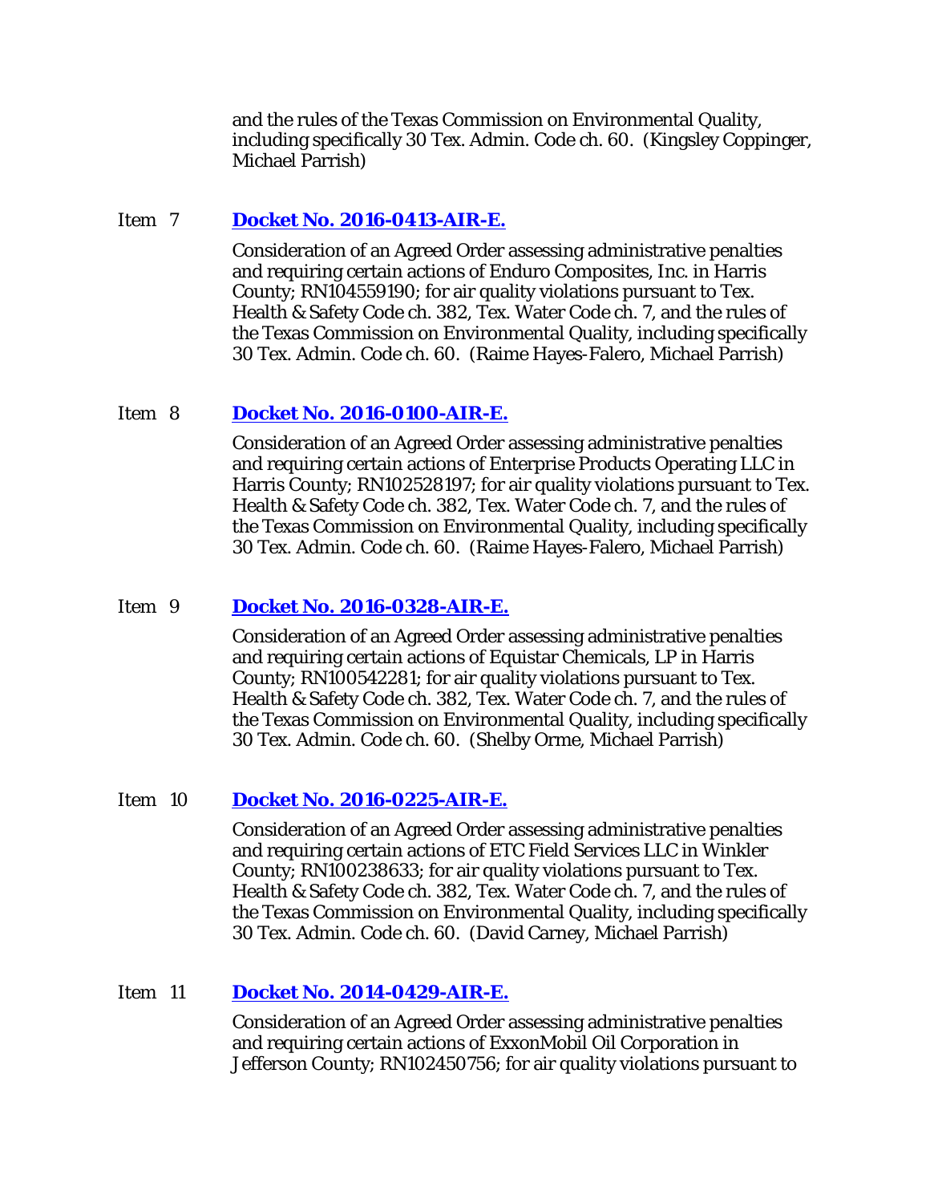and the rules of the Texas Commission on Environmental Quality, including specifically 30 Tex. Admin. Code ch. 60. (Kingsley Coppinger, Michael Parrish)

Item 7 **[Docket No. 2016-0413-AIR-E.]()**

Consideration of an Agreed Order assessing administrative penalties and requiring certain actions of Enduro Composites, Inc. in Harris County; RN104559190; for air quality violations pursuant to Tex. Health & Safety Code ch. 382, Tex. Water Code ch. 7, and the rules of the Texas Commission on Environmental Quality, including specifically 30 Tex. Admin. Code ch. 60. (Raime Hayes-Falero, Michael Parrish)

Item 8 **[Docket No. 2016-0100-AIR-E.]()**

Consideration of an Agreed Order assessing administrative penalties and requiring certain actions of Enterprise Products Operating LLC in Harris County; RN102528197; for air quality violations pursuant to Tex. Health & Safety Code ch. 382, Tex. Water Code ch. 7, and the rules of the Texas Commission on Environmental Quality, including specifically 30 Tex. Admin. Code ch. 60. (Raime Hayes-Falero, Michael Parrish)

Item 9 **[Docket No. 2016-0328-AIR-E.]()**

Consideration of an Agreed Order assessing administrative penalties and requiring certain actions of Equistar Chemicals, LP in Harris County; RN100542281; for air quality violations pursuant to Tex. Health & Safety Code ch. 382, Tex. Water Code ch. 7, and the rules of the Texas Commission on Environmental Quality, including specifically 30 Tex. Admin. Code ch. 60. (Shelby Orme, Michael Parrish)

Item 10 **[Docket No. 2016-0225-AIR-E.]()**

Consideration of an Agreed Order assessing administrative penalties and requiring certain actions of ETC Field Services LLC in Winkler County; RN100238633; for air quality violations pursuant to Tex. Health & Safety Code ch. 382, Tex. Water Code ch. 7, and the rules of the Texas Commission on Environmental Quality, including specifically 30 Tex. Admin. Code ch. 60. (David Carney, Michael Parrish)

Item 11 **[Docket No. 2014-0429-AIR-E.]()**

Consideration of an Agreed Order assessing administrative penalties and requiring certain actions of ExxonMobil Oil Corporation in Jefferson County; RN102450756; for air quality violations pursuant to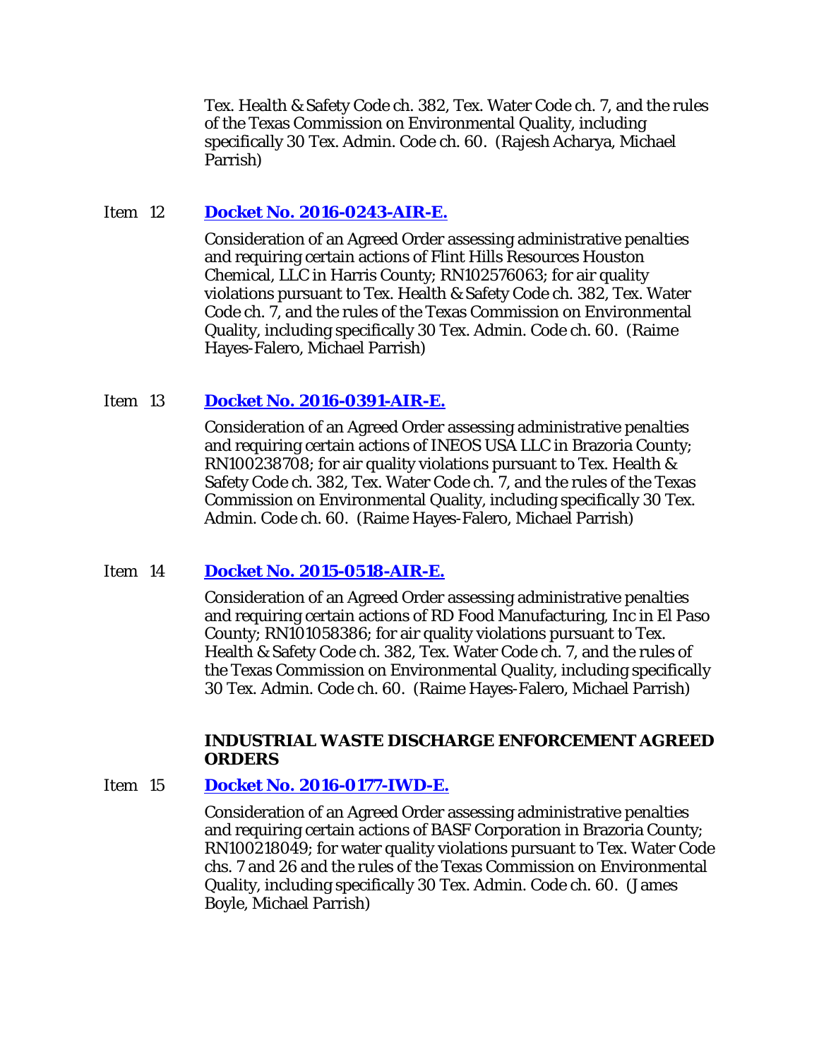Tex. Health & Safety Code ch. 382, Tex. Water Code ch. 7, and the rules of the Texas Commission on Environmental Quality, including specifically 30 Tex. Admin. Code ch. 60. (Rajesh Acharya, Michael Parrish)

Item 12 **Docket No. 2016-0243-AIR-E.**

Consideration of an Agreed Order assessing administrative penalties and requiring certain actions of Flint Hills Resources Houston Chemical, LLC in Harris County; RN102576063; for air quality violations pursuant to Tex. Health & Safety Code ch. 382, Tex. Water Code ch. 7, and the rules of the Texas Commission on Environmental Quality, including specifically 30 Tex. Admin. Code ch. 60. (Raime Hayes-Falero, Michael Parrish)

Item 13 **Docket No. 2016-0391-AIR-E.**

Consideration of an Agreed Order assessing administrative penalties and requiring certain actions of INEOS USA LLC in Brazoria County; RN100238708; for air quality violations pursuant to Tex. Health & Safety Code ch. 382, Tex. Water Code ch. 7, and the rules of the Texas Commission on Environmental Quality, including specifically 30 Tex. Admin. Code ch. 60. (Raime Hayes-Falero, Michael Parrish)

Item 14 **Docket No. 2015-0518-AIR-E.**

Consideration of an Agreed Order assessing administrative penalties and requiring certain actions of RD Food Manufacturing, Inc in El Paso County; RN101058386; for air quality violations pursuant to Tex. Health & Safety Code ch. 382, Tex. Water Code ch. 7, and the rules of the Texas Commission on Environmental Quality, including specifically 30 Tex. Admin. Code ch. 60. (Raime Hayes-Falero, Michael Parrish)

**INDUSTRIAL WASTE DISCHARGE ENFORCEMENT AGREED ORDERS**

Item 15 **Docket No. 2016-0177-IWD-E.**

Consideration of an Agreed Order assessing administrative penalties and requiring certain actions of BASF Corporation in Brazoria County; RN100218049; for water quality violations pursuant to Tex. Water Code chs. 7 and 26 and the rules of the Texas Commission on Environmental Quality, including specifically 30 Tex. Admin. Code ch. 60. (James Boyle, Michael Parrish)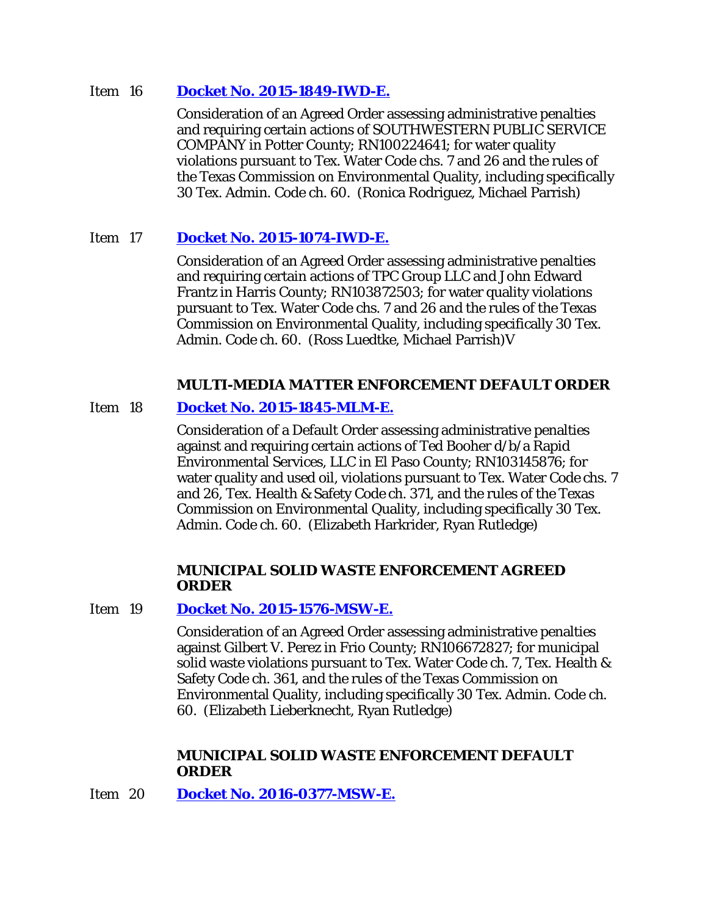Item 16 **Docket No. 2015-1849-IWD-E.**

Consideration of an Agreed Order assessing administrative penalties and requiring certain actions of SOUTHWESTERN PUBLIC SERVICE COMPANY in Potter County; RN100224641; for water quality violations pursuant to Tex. Water Code chs. 7 and 26 and the rules of the Texas Commission on Environmental Quality, including specifically 30 Tex. Admin. Code ch. 60. (Ronica Rodriguez, Michael Parrish)

Item 17 **Docket No. 2015-1074-IWD-E.**

Consideration of an Agreed Order assessing administrative penalties and requiring certain actions of TPC Group LLC and John Edward Frantz in Harris County; RN103872503; for water quality violations pursuant to Tex. Water Code chs. 7 and 26 and the rules of the Texas Commission on Environmental Quality, including specifically 30 Tex. Admin. Code ch. 60. (Ross Luedtke, Michael Parrish)V

**MULTI-MEDIA MATTER ENFORCEMENT DEFAULT ORDER**

Item 18 **Docket No. 2015-1845-MLM-E.**

Consideration of a Default Order assessing administrative penalties against and requiring certain actions of Ted Booher d/b/a Rapid Environmental Services, LLC in El Paso County; RN103145876; for water quality and used oil, violations pursuant to Tex. Water Code chs. 7 and 26, Tex. Health & Safety Code ch. 371, and the rules of the Texas Commission on Environmental Quality, including specifically 30 Tex. Admin. Code ch. 60. (Elizabeth Harkrider, Ryan Rutledge)

**MUNICIPAL SOLID WASTE ENFORCEMENT AGREED ORDER**

Item 19 **Docket No. 2015-1576-MSW-E.**

Consideration of an Agreed Order assessing administrative penalties against Gilbert V. Perez in Frio County; RN106672827; for municipal solid waste violations pursuant to Tex. Water Code ch. 7, Tex. Health & Safety Code ch. 361, and the rules of the Texas Commission on Environmental Quality, including specifically 30 Tex. Admin. Code ch. 60. (Elizabeth Lieberknecht, Ryan Rutledge)

**MUNICIPAL SOLID WASTE ENFORCEMENT DEFAULT ORDER**

Item 20 **Docket No. 2016-0377-MSW-E.**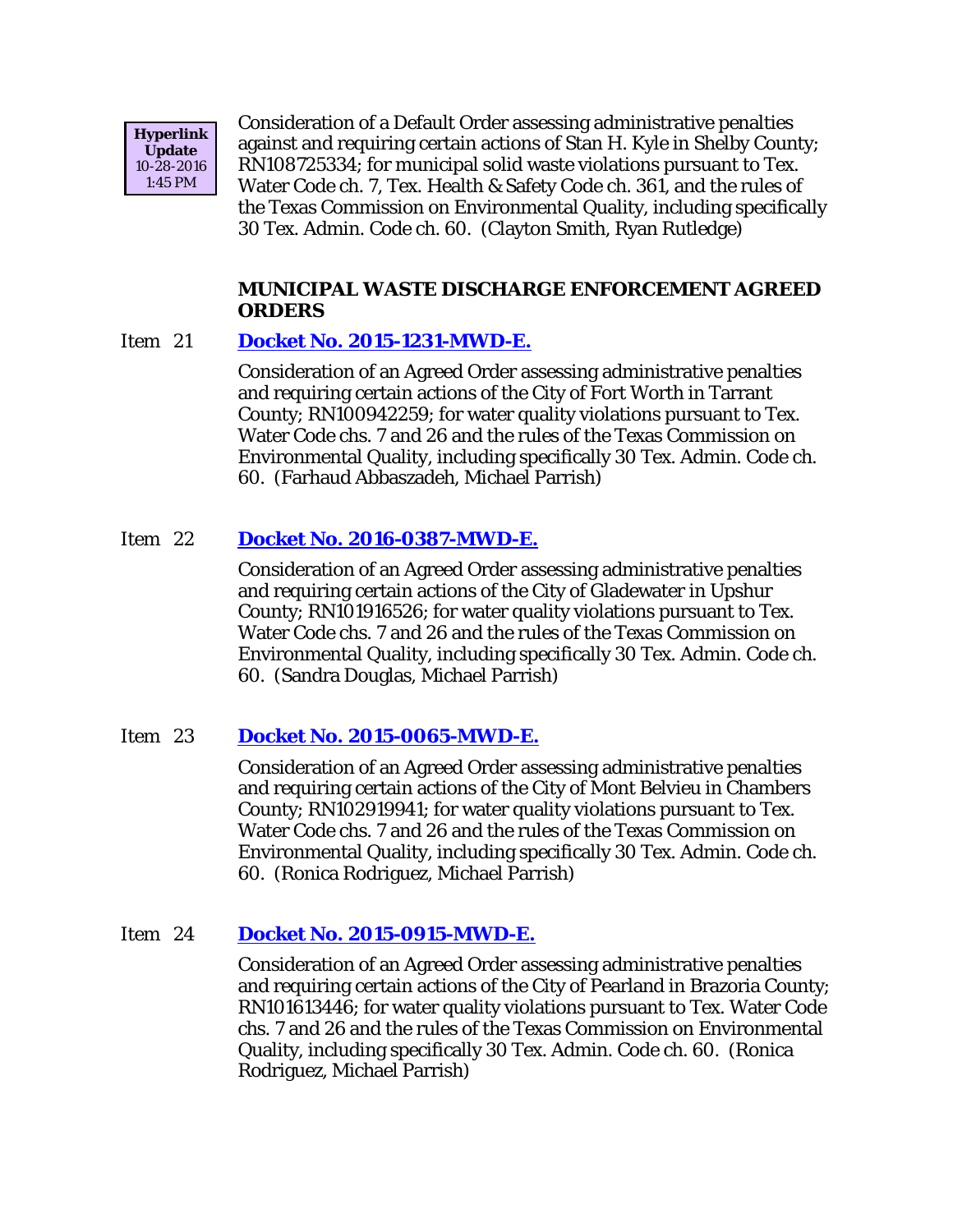Hyperlink Update 10-28-2016 1:45 PM

Consideration of a Default Order assessing administrative penalties against and requiring certain actions of Stan H. Kyle in Shelby County; RN108725334; for municipal solid waste violations pursuant to Tex. Water Code ch. 7, Tex. Health & Safety Code ch. 361, and the rules of the Texas Commission on Environmental Quality, including specifically 30 Tex. Admin. Code ch. 60. (Clayton Smith, Ryan Rutledge)

## MUNICIPAL WASTE DISCHARGE ENFORCEMENT AGREED ORDERS

Item 21 **Docket No. 2015-1231-MWD-E.**

Consideration of an Agreed Order assessing administrative penalties and requiring certain actions of the City of Fort Worth in Tarrant County; RN100942259; for water quality violations pursuant to Tex. Water Code chs. 7 and 26 and the rules of the Texas Commission on Environmental Quality, including specifically 30 Tex. Admin. Code ch. 60. (Farhaud Abbaszadeh, Michael Parrish)

Item 22 **Docket No. 2016-0387-MWD-E.**

Consideration of an Agreed Order assessing administrative penalties and requiring certain actions of the City of Gladewater in Upshur County; RN101916526; for water quality violations pursuant to Tex. Water Code chs. 7 and 26 and the rules of the Texas Commission on Environmental Quality, including specifically 30 Tex. Admin. Code ch. 60. (Sandra Douglas, Michael Parrish)

Item 23 **Docket No. 2015-0065-MWD-E.**

Consideration of an Agreed Order assessing administrative penalties and requiring certain actions of the City of Mont Belvieu in Chambers County; RN102919941; for water quality violations pursuant to Tex. Water Code chs. 7 and 26 and the rules of the Texas Commission on Environmental Quality, including specifically 30 Tex. Admin. Code ch. 60. (Ronica Rodriguez, Michael Parrish)

Item 24 **Docket No. 2015-0915-MWD-E.**

Consideration of an Agreed Order assessing administrative penalties and requiring certain actions of the City of Pearland in Brazoria County; RN101613446; for water quality violations pursuant to Tex. Water Code chs. 7 and 26 and the rules of the Texas Commission on Environmental Quality, including specifically 30 Tex. Admin. Code ch. 60. (Ronica Rodriguez, Michael Parrish)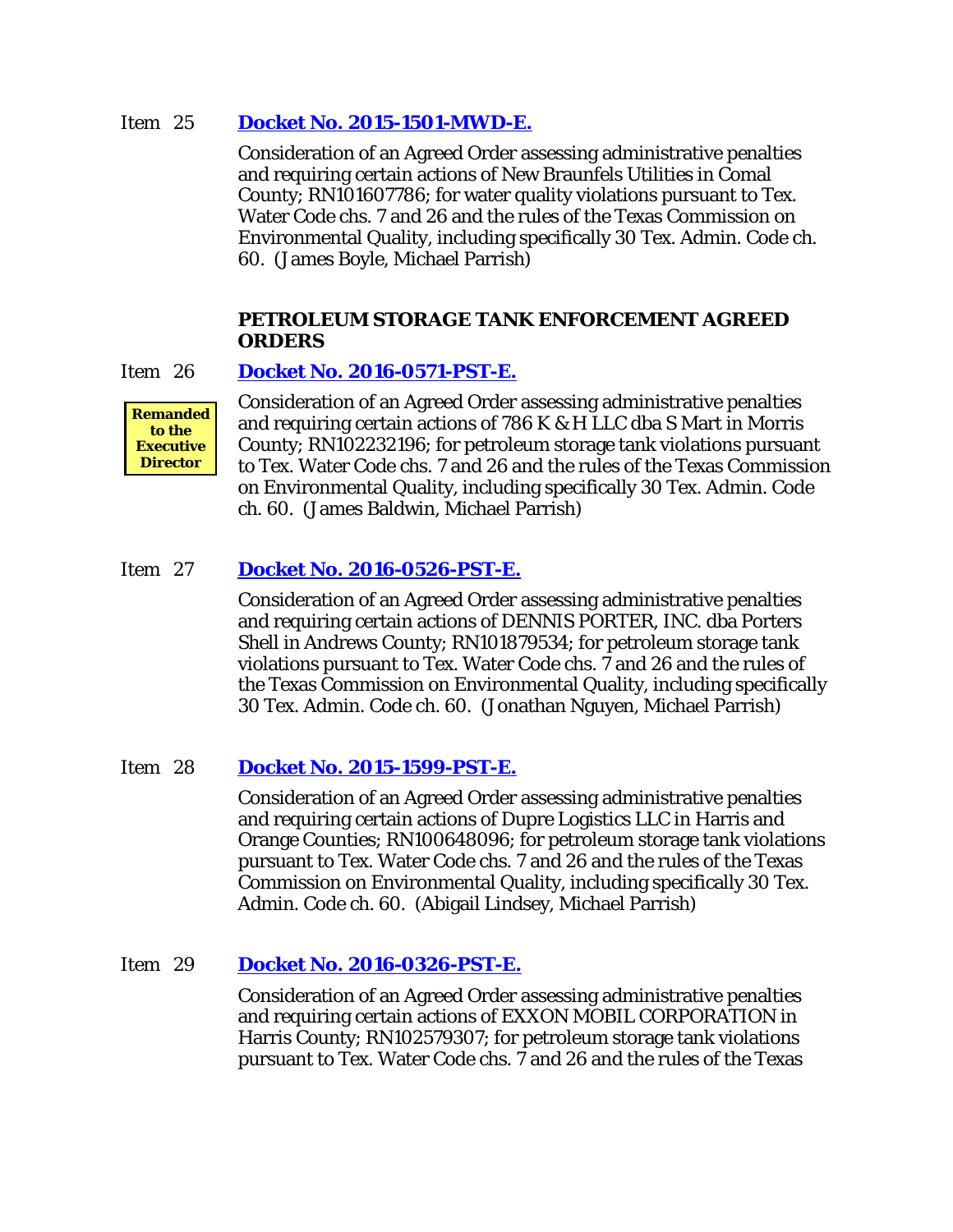Item 25 **Docket No. 2015-1501-MWD-E.**

Consideration of an Agreed Order assessing administrative penalties and requiring certain actions of New Braunfels Utilities in Comal County; RN101607786; for water quality violations pursuant to Tex. Water Code chs. 7 and 26 and the rules of the Texas Commission on Environmental Quality, including specifically 30 Tex. Admin. Code ch. 60. (James Boyle, Michael Parrish)

## PETROLEUM STORAGE TANK ENFORCEMENT AGREED ORDERS

Item 26 **Docket No. 2016-0571-PST-E.**

**Remanded to the Executive Director**

Consideration of an Agreed Order assessing administrative penalties and requiring certain actions of 786 K & H LLC dba S Mart in Morris County; RN102232196; for petroleum storage tank violations pursuant to Tex. Water Code chs. 7 and 26 and the rules of the Texas Commission on Environmental Quality, including specifically 30 Tex. Admin. Code ch. 60. (James Baldwin, Michael Parrish)

Item 27 **Docket No. 2016-0526-PST-E.**

Consideration of an Agreed Order assessing administrative penalties and requiring certain actions of DENNIS PORTER, INC. dba Porters Shell in Andrews County; RN101879534; for petroleum storage tank violations pursuant to Tex. Water Code chs. 7 and 26 and the rules of the Texas Commission on Environmental Quality, including specifically 30 Tex. Admin. Code ch. 60. (Jonathan Nguyen, Michael Parrish)

Item 28 **Docket No. 2015-1599-PST-E.**

Consideration of an Agreed Order assessing administrative penalties and requiring certain actions of Dupre Logistics LLC in Harris and Orange Counties; RN100648096; for petroleum storage tank violations pursuant to Tex. Water Code chs. 7 and 26 and the rules of the Texas Commission on Environmental Quality, including specifically 30 Tex. Admin. Code ch. 60. (Abigail Lindsey, Michael Parrish)

Item 29 **Docket No. 2016-0326-PST-E.**

Consideration of an Agreed Order assessing administrative penalties and requiring certain actions of EXXON MOBIL CORPORATION in Harris County; RN102579307; for petroleum storage tank violations pursuant to Tex. Water Code chs. 7 and 26 and the rules of the Texas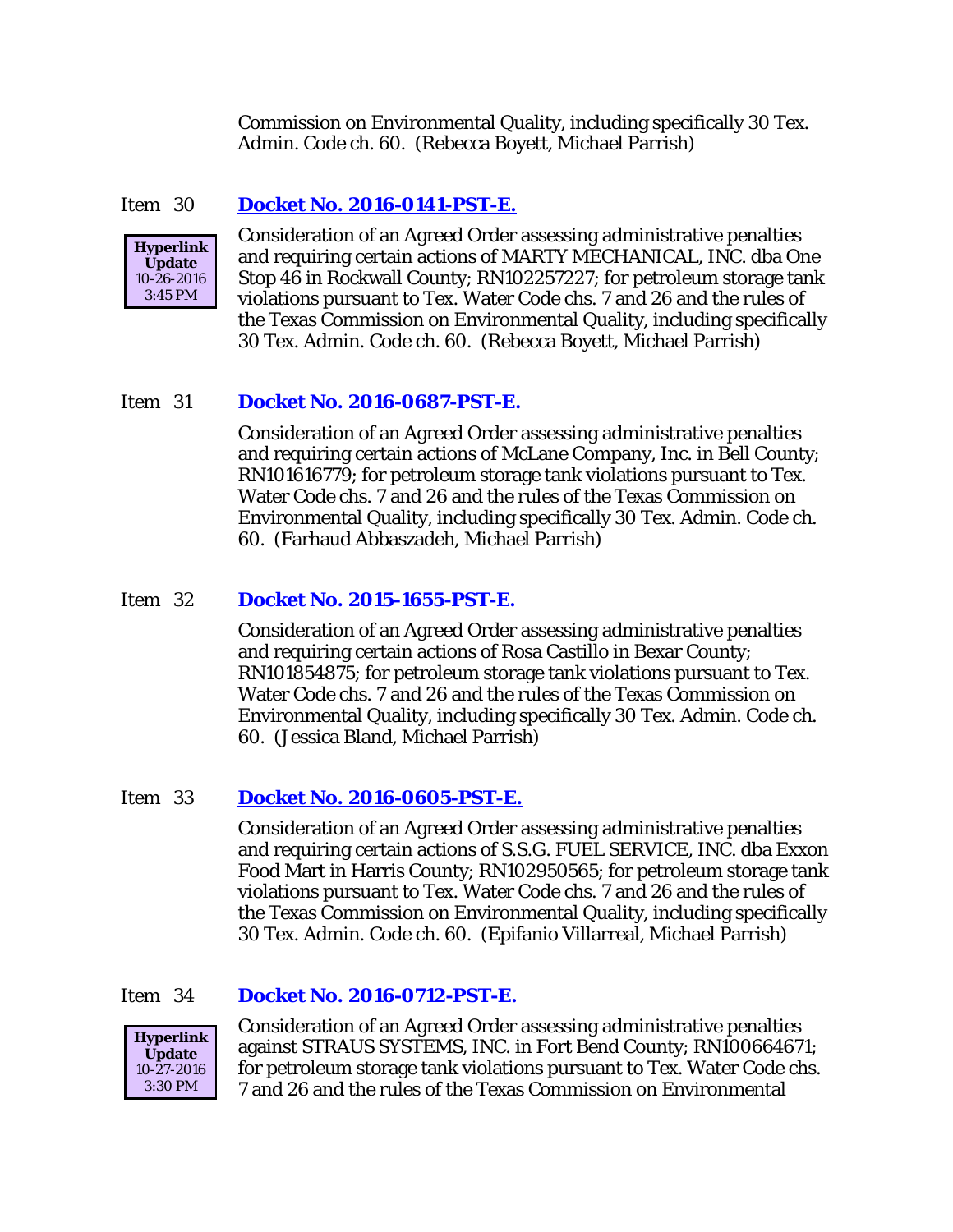Commission on Environmental Quality, including specifically 30 Tex. Admin. Code ch. 60. (Rebecca Boyett, Michael Parrish)

Item 30 **[Docket No. 2016-0141-PST-E.]()**

**Hyperlink Update** 10-26-2016 3:45 PM

Consideration of an Agreed Order assessing administrative penalties and requiring certain actions of MARTY MECHANICAL, INC. dba One Stop 46 in Rockwall County; RN102257227; for petroleum storage tank violations pursuant to Tex. Water Code chs. 7 and 26 and the rules of the Texas Commission on Environmental Quality, including specifically 30 Tex. Admin. Code ch. 60. (Rebecca Boyett, Michael Parrish)

Item 31 **[Docket No. 2016-0687-PST-E.]()**

Consideration of an Agreed Order assessing administrative penalties and requiring certain actions of McLane Company, Inc. in Bell County; RN101616779; for petroleum storage tank violations pursuant to Tex. Water Code chs. 7 and 26 and the rules of the Texas Commission on Environmental Quality, including specifically 30 Tex. Admin. Code ch. 60. (Farhaud Abbaszadeh, Michael Parrish)

Item 32 **[Docket No. 2015-1655-PST-E.]()**

Consideration of an Agreed Order assessing administrative penalties and requiring certain actions of Rosa Castillo in Bexar County; RN101854875; for petroleum storage tank violations pursuant to Tex. Water Code chs. 7 and 26 and the rules of the Texas Commission on Environmental Quality, including specifically 30 Tex. Admin. Code ch. 60. (Jessica Bland, Michael Parrish)

Item 33 **[Docket No. 2016-0605-PST-E.]()**

Consideration of an Agreed Order assessing administrative penalties and requiring certain actions of S.S.G. FUEL SERVICE, INC. dba Exxon Food Mart in Harris County; RN102950565; for petroleum storage tank violations pursuant to Tex. Water Code chs. 7 and 26 and the rules of the Texas Commission on Environmental Quality, including specifically 30 Tex. Admin. Code ch. 60. (Epifanio Villarreal, Michael Parrish)

Item 34 **[Docket No. 2016-0712-PST-E.]()**

**Hyperlink Update** 10-27-2016 3:30 PM

Consideration of an Agreed Order assessing administrative penalties against STRAUS SYSTEMS, INC. in Fort Bend County; RN100664671; for petroleum storage tank violations pursuant to Tex. Water Code chs. 7 and 26 and the rules of the Texas Commission on Environmental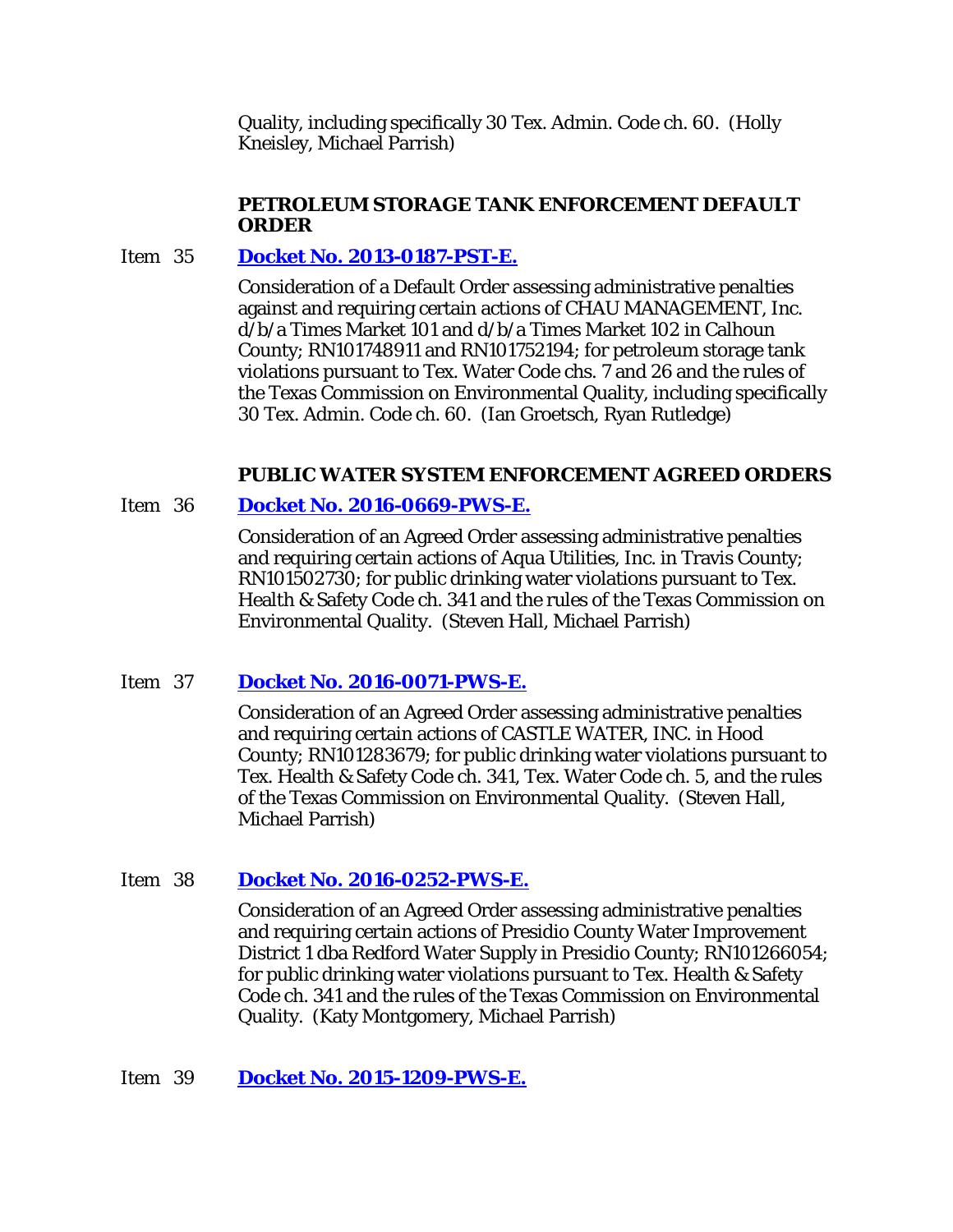Quality, including specifically 30 Tex. Admin. Code ch. 60. (Holly Kneisley, Michael Parrish)

**PETROLEUM STORAGE TANK ENFORCEMENT DEFAULT ORDER**

Item 35 **Docket No. 2013-0187-PST-E.**

Consideration of a Default Order assessing administrative penalties against and requiring certain actions of CHAU MANAGEMENT, Inc. d/b/a Times Market 101 and d/b/a Times Market 102 in Calhoun County; RN101748911 and RN101752194; for petroleum storage tank violations pursuant to Tex. Water Code chs. 7 and 26 and the rules of the Texas Commission on Environmental Quality, including specifically 30 Tex. Admin. Code ch. 60. (Ian Groetsch, Ryan Rutledge)

**PUBLIC WATER SYSTEM ENFORCEMENT AGREED ORDERS**

Item 36 **Docket No. 2016-0669-PWS-E.**

Consideration of an Agreed Order assessing administrative penalties and requiring certain actions of Aqua Utilities, Inc. in Travis County; RN101502730; for public drinking water violations pursuant to Tex. Health & Safety Code ch. 341 and the rules of the Texas Commission on Environmental Quality. (Steven Hall, Michael Parrish)

Item 37 **Docket No. 2016-0071-PWS-E.**

Consideration of an Agreed Order assessing administrative penalties and requiring certain actions of CASTLE WATER, INC. in Hood County; RN101283679; for public drinking water violations pursuant to Tex. Health & Safety Code ch. 341, Tex. Water Code ch. 5, and the rules of the Texas Commission on Environmental Quality. (Steven Hall, Michael Parrish)

Item 38 **Docket No. 2016-0252-PWS-E.**

Consideration of an Agreed Order assessing administrative penalties and requiring certain actions of Presidio County Water Improvement District 1 dba Redford Water Supply in Presidio County; RN101266054; for public drinking water violations pursuant to Tex. Health & Safety Code ch. 341 and the rules of the Texas Commission on Environmental Quality. (Katy Montgomery, Michael Parrish)

Item 39 **Docket No. 2015-1209-PWS-E.**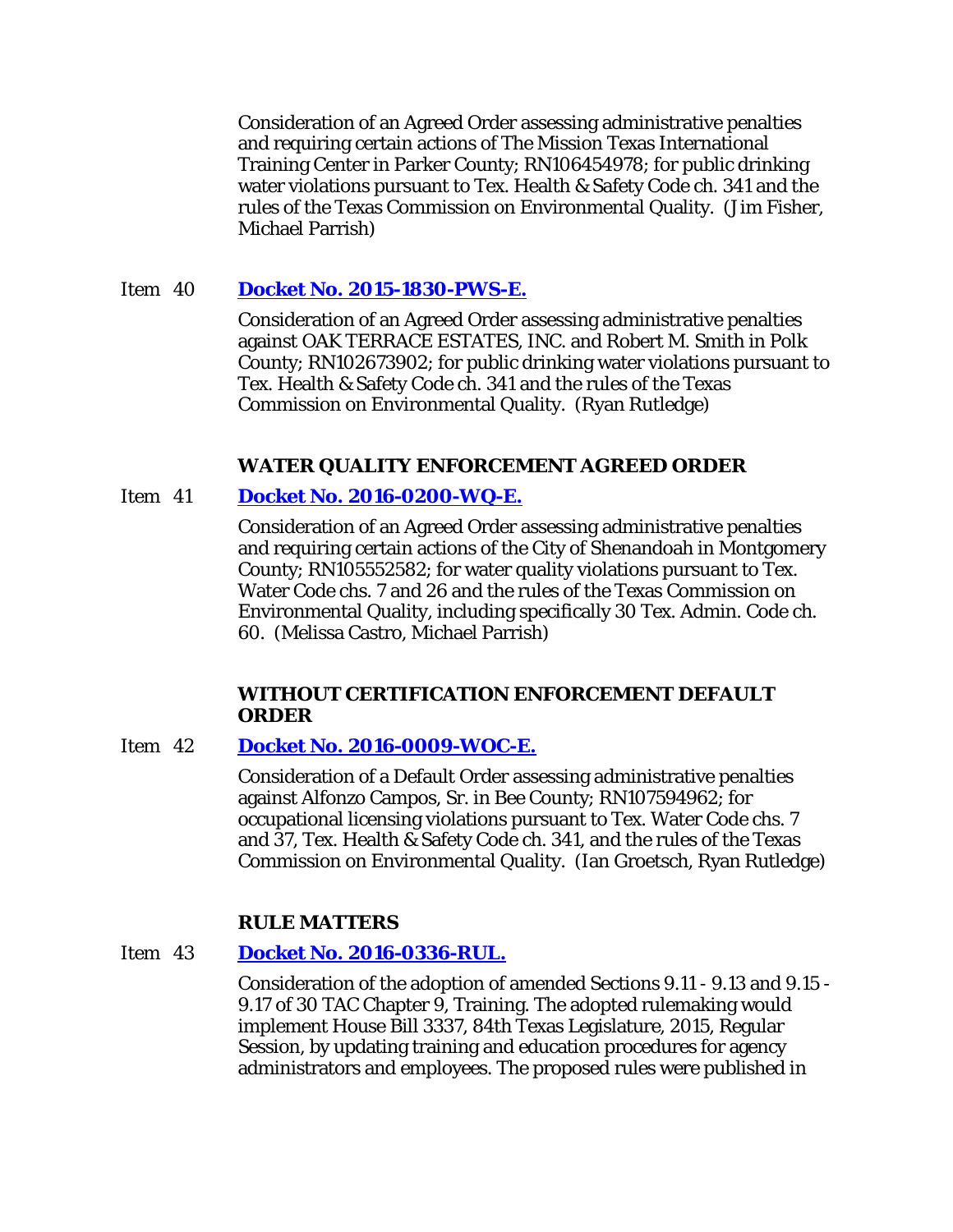Consideration of an Agreed Order assessing administrative penalties and requiring certain actions of The Mission Texas International Training Center in Parker County; RN106454978; for public drinking water violations pursuant to Tex. Health & Safety Code ch. 341 and the rules of the Texas Commission on Environmental Quality. (Jim Fisher, Michael Parrish)

Item 40 **Docket No. 2015-1830-PWS-E.**

Consideration of an Agreed Order assessing administrative penalties against OAK TERRACE ESTATES, INC. and Robert M. Smith in Polk County; RN102673902; for public drinking water violations pursuant to Tex. Health & Safety Code ch. 341 and the rules of the Texas Commission on Environmental Quality. (Ryan Rutledge)

### WATER QUALITY ENFORCEMENT AGREED ORDER

Item 41 **Docket No. 2016-0200-WQ-E.**

Consideration of an Agreed Order assessing administrative penalties and requiring certain actions of the City of Shenandoah in Montgomery County; RN105552582; for water quality violations pursuant to Tex. Water Code chs. 7 and 26 and the rules of the Texas Commission on Environmental Quality, including specifically 30 Tex. Admin. Code ch. 60. (Melissa Castro, Michael Parrish)

### WITHOUT CERTIFICATION ENFORCEMENT DEFAULT ORDER

Item 42 **Docket No. 2016-0009-WOC-E.**

Consideration of a Default Order assessing administrative penalties against Alfonzo Campos, Sr. in Bee County; RN107594962; for occupational licensing violations pursuant to Tex. Water Code chs. 7 and 37, Tex. Health & Safety Code ch. 341, and the rules of the Texas Commission on Environmental Quality. (Ian Groetsch, Ryan Rutledge)

### RULE MATTERS

Item 43 **Docket No. 2016-0336-RUL.**

Consideration of the adoption of amended Sections 9.11 - 9.13 and 9.15 - 9.17 of 30 TAC Chapter 9, Training. The adopted rulemaking would implement House Bill 3337, 84th Texas Legislature, 2015, Regular Session, by updating training and education procedures for agency administrators and employees. The proposed rules were published in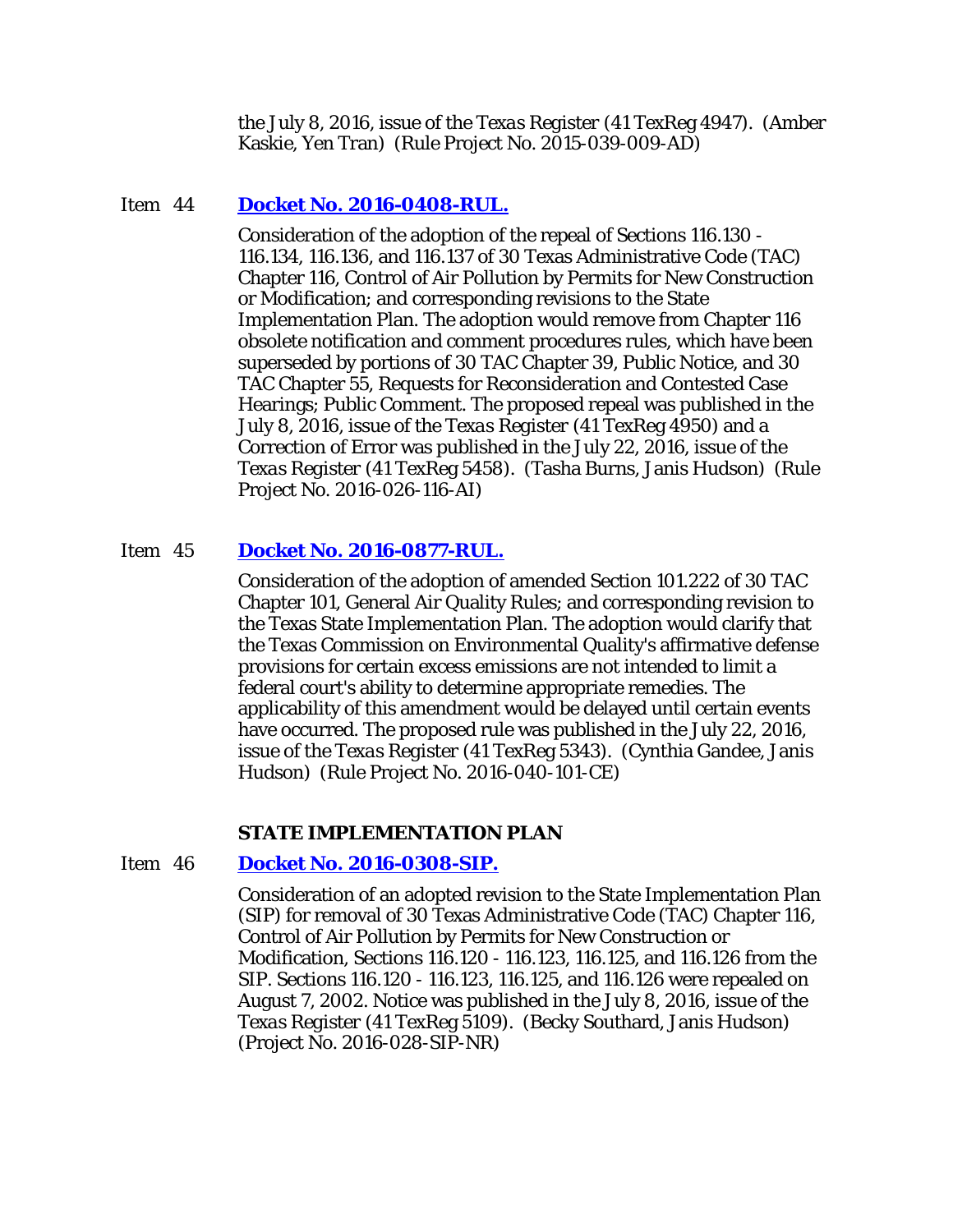the July 8, 2016, issue of the *Texas Register* (41 TexReg 4947). (Amber Kaskie, Yen Tran) (Rule Project No. 2015-039-009-AD)

Item 44 **[Docket No. 2016-0408-RUL.]**

Consideration of the adoption of the repeal of Sections 116.130 - 116.134, 116.136, and 116.137 of 30 Texas Administrative Code (TAC) Chapter 116, Control of Air Pollution by Permits for New Construction or Modification; and corresponding revisions to the State Implementation Plan. The adoption would remove from Chapter 116 obsolete notification and comment procedures rules, which have been superseded by portions of 30 TAC Chapter 39, Public Notice, and 30 TAC Chapter 55, Requests for Reconsideration and Contested Case Hearings; Public Comment. The proposed repeal was published in the July 8, 2016, issue of the *Texas Register* (41 TexReg 4950) and a Correction of Error was published in the July 22, 2016, issue of the *Texas Register* (41 TexReg 5458). (Tasha Burns, Janis Hudson) (Rule Project No. 2016-026-116-AI)

Item 45 **[Docket No. 2016-0877-RUL.]**

Consideration of the adoption of amended Section 101.222 of 30 TAC Chapter 101, General Air Quality Rules; and corresponding revision to the Texas State Implementation Plan. The adoption would clarify that the Texas Commission on Environmental Quality's affirmative defense provisions for certain excess emissions are not intended to limit a federal court's ability to determine appropriate remedies. The applicability of this amendment would be delayed until certain events have occurred. The proposed rule was published in the July 22, 2016, issue of the *Texas Register* (41 TexReg 5343). (Cynthia Gandee, Janis Hudson) (Rule Project No. 2016-040-101-CE)

**STATE IMPLEMENTATION PLAN**

Item 46 **[Docket No. 2016-0308-SIP.]**

Consideration of an adopted revision to the State Implementation Plan (SIP) for removal of 30 Texas Administrative Code (TAC) Chapter 116, Control of Air Pollution by Permits for New Construction or Modification, Sections 116.120 - 116.123, 116.125, and 116.126 from the SIP. Sections 116.120 - 116.123, 116.125, and 116.126 were repealed on August 7, 2002. Notice was published in the July 8, 2016, issue of the *Texas Register* (41 TexReg 5109). (Becky Southard, Janis Hudson) (Project No. 2016-028-SIP-NR)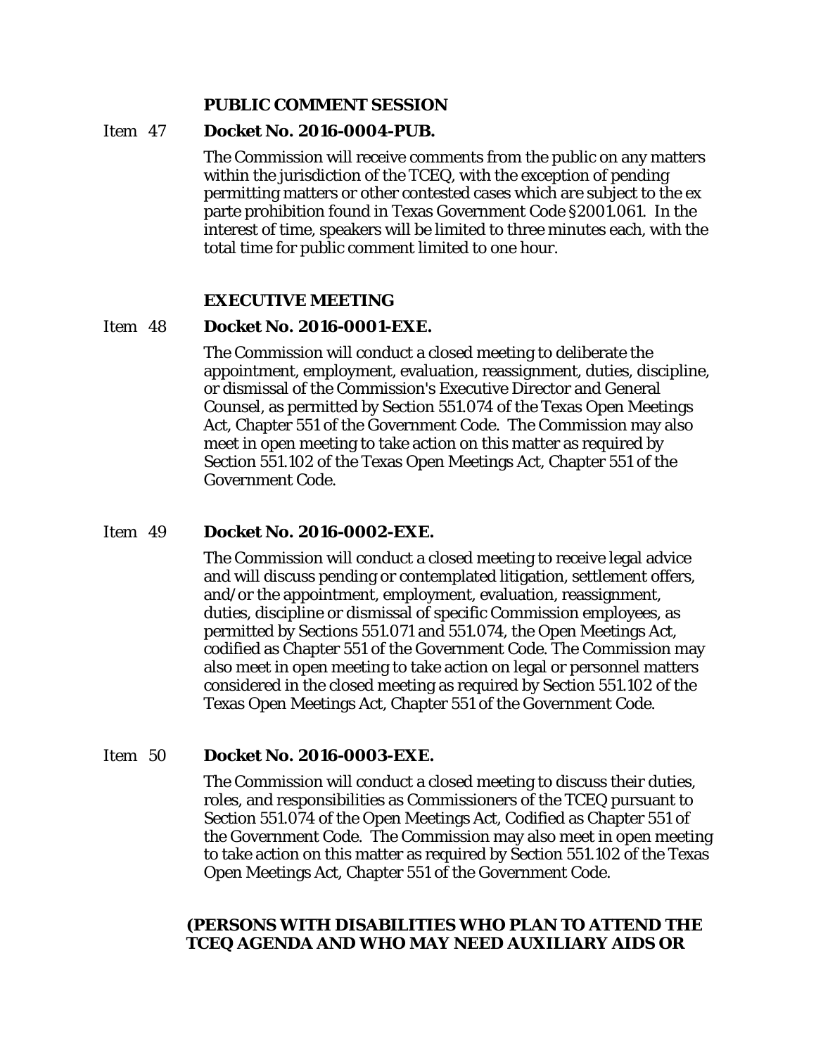**PUBLIC COMMENT SESSION**

Item 47 **Docket No. 2016-0004-PUB.**

The Commission will receive comments from the public on any matters within the jurisdiction of the TCEQ, with the exception of pending permitting matters or other contested cases which are subject to the ex parte prohibition found in Texas Government Code §2001.061. In the interest of time, speakers will be limited to three minutes each, with the total time for public comment limited to one hour.

**EXECUTIVE MEETING**

Item 48 **Docket No. 2016-0001-EXE.**

The Commission will conduct a closed meeting to deliberate the appointment, employment, evaluation, reassignment, duties, discipline, or dismissal of the Commission's Executive Director and General Counsel, as permitted by Section 551.074 of the Texas Open Meetings Act, Chapter 551 of the Government Code. The Commission may also meet in open meeting to take action on this matter as required by Section 551.102 of the Texas Open Meetings Act, Chapter 551 of the Government Code.

Item 49 **Docket No. 2016-0002-EXE.**

The Commission will conduct a closed meeting to receive legal advice and will discuss pending or contemplated litigation, settlement offers, and/or the appointment, employment, evaluation, reassignment, duties, discipline or dismissal of specific Commission employees, as permitted by Sections 551.071 and 551.074, the Open Meetings Act, codified as Chapter 551 of the Government Code. The Commission may also meet in open meeting to take action on legal or personnel matters considered in the closed meeting as required by Section 551.102 of the Texas Open Meetings Act, Chapter 551 of the Government Code.

Item 50 **Docket No. 2016-0003-EXE.**

The Commission will conduct a closed meeting to discuss their duties, roles, and responsibilities as Commissioners of the TCEQ pursuant to Section 551.074 of the Open Meetings Act, Codified as Chapter 551 of the Government Code. The Commission may also meet in open meeting to take action on this matter as required by Section 551.102 of the Texas Open Meetings Act, Chapter 551 of the Government Code.

**(PERSONS WITH DISABILITIES WHO PLAN TO ATTEND THE TCEQ AGENDA AND WHO MAY NEED AUXILIARY AIDS OR**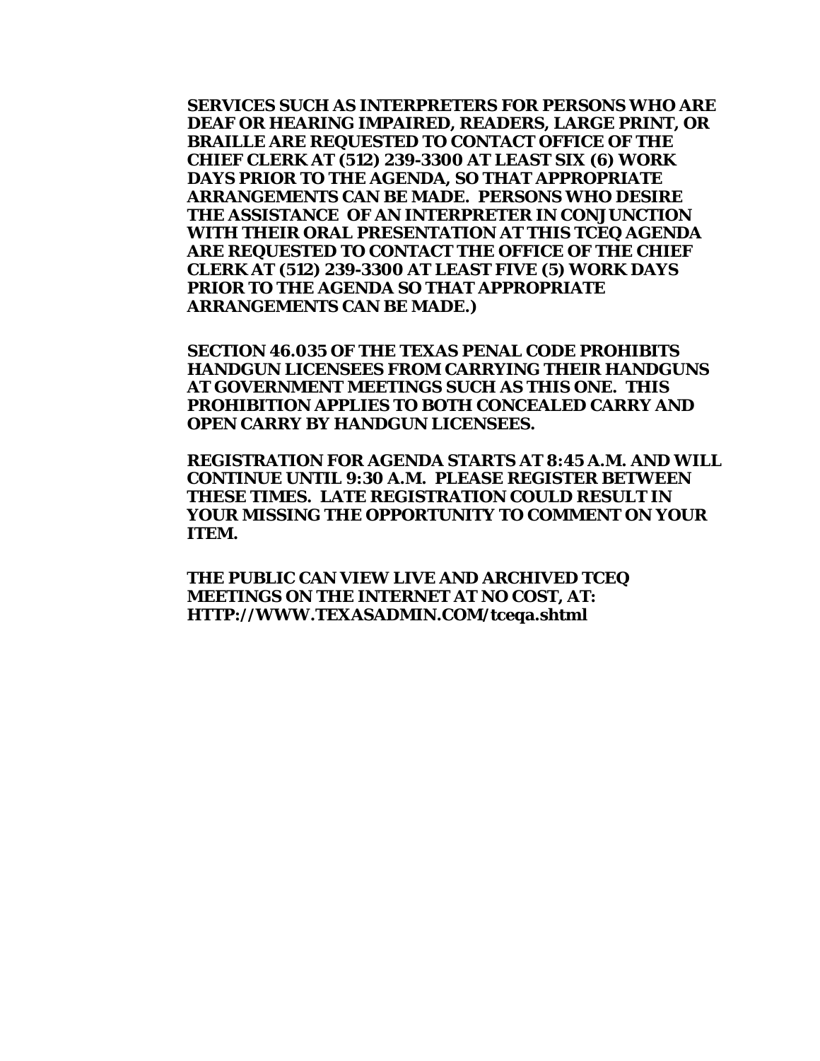**SERVICES SUCH AS INTERPRETERS FOR PERSONS WHO ARE DEAF OR HEARING IMPAIRED, READERS, LARGE PRINT, OR BRAILLE ARE REQUESTED TO CONTACT OFFICE OF THE CHIEF CLERK AT (512) 239-3300 AT LEAST SIX (6) WORK DAYS PRIOR TO THE AGENDA, SO THAT APPROPRIATE ARRANGEMENTS CAN BE MADE. PERSONS WHO DESIRE THE ASSISTANCE OF AN INTERPRETER IN CONJUNCTION WITH THEIR ORAL PRESENTATION AT THIS TCEQ AGENDA ARE REQUESTED TO CONTACT THE OFFICE OF THE CHIEF CLERK AT (512) 239-3300 AT LEAST FIVE (5) WORK DAYS PRIOR TO THE AGENDA SO THAT APPROPRIATE ARRANGEMENTS CAN BE MADE.)**

**SECTION 46.035 OF THE TEXAS PENAL CODE PROHIBITS HANDGUN LICENSEES FROM CARRYING THEIR HANDGUNS AT GOVERNMENT MEETINGS SUCH AS THIS ONE. THIS PROHIBITION APPLIES TO BOTH CONCEALED CARRY AND OPEN CARRY BY HANDGUN LICENSEES.**

**REGISTRATION FOR AGENDA STARTS AT 8:45 A.M. AND WILL CONTINUE UNTIL 9:30 A.M. PLEASE REGISTER BETWEEN THESE TIMES. LATE REGISTRATION COULD RESULT IN YOUR MISSING THE OPPORTUNITY TO COMMENT ON YOUR ITEM.**

**THE PUBLIC CAN VIEW LIVE AND ARCHIVED TCEQ MEETINGS ON THE INTERNET AT NO COST, AT: HTTP://WWW.TEXASADMIN.COM/tceqa.shtml**